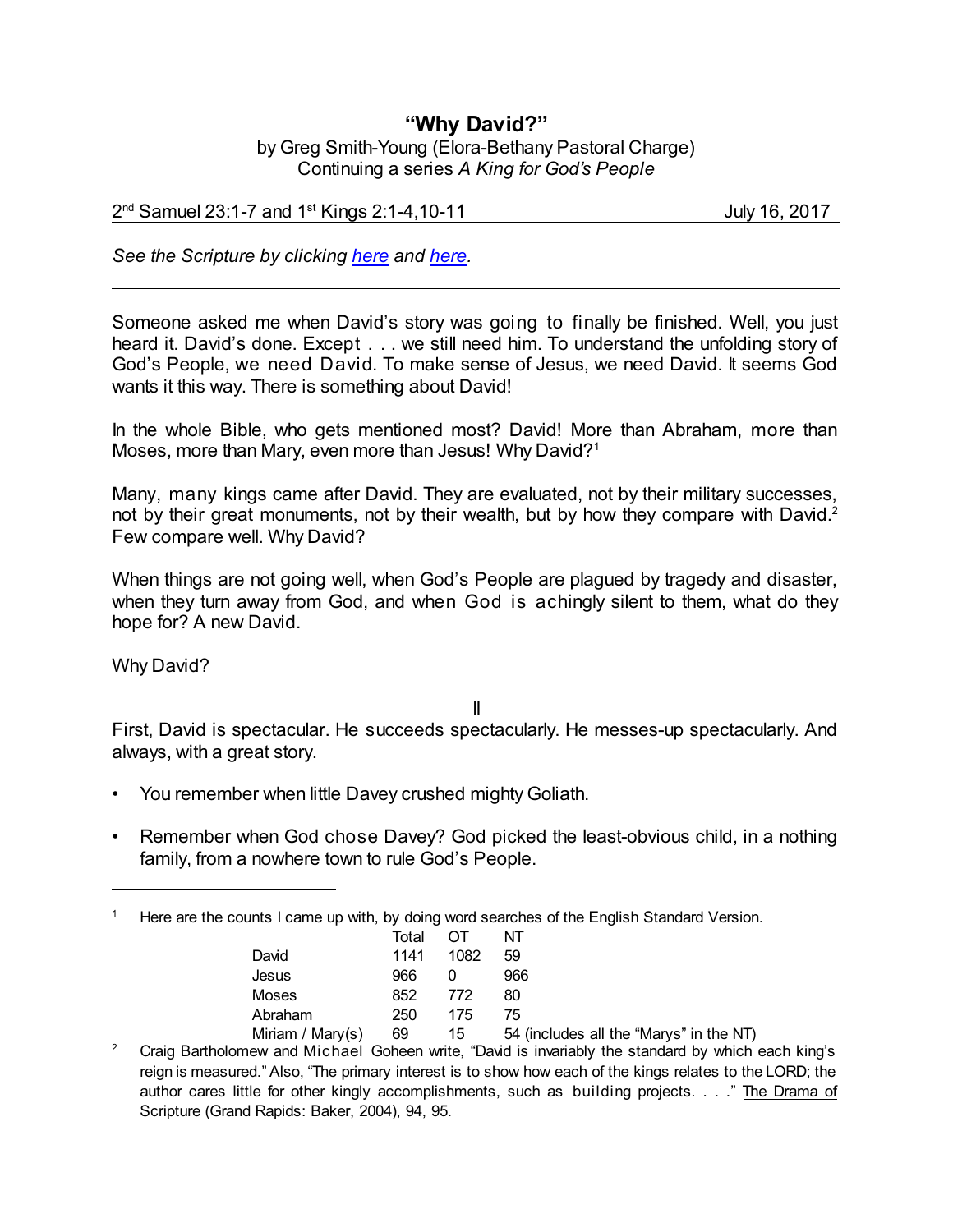# "Why David?"

by Greg Smith-Young (Elora-Bethany Pastoral Charge)
Continuing a series *A King for God's People*

2nd Samuel 23:1-7 and 1st Kings 2:1-4,10-11 July 16, 2017

*See the Scripture by clicking here and here.*

---

Someone asked me when David's story was going to finally be finished. Well, you just heard it. David's done. Except . . . we still need him. To understand the unfolding story of God's People, we need David. To make sense of Jesus, we need David. It seems God wants it this way. There is something about David!

In the whole Bible, who gets mentioned most? David! More than Abraham, more than Moses, more than Mary, even more than Jesus! Why David?[1]

Many, many kings came after David. They are evaluated, not by their military successes, not by their great monuments, not by their wealth, but by how they compare with David.[2] Few compare well. Why David?

When things are not going well, when God's People are plagued by tragedy and disaster, when they turn away from God, and when God is achingly silent to them, what do they hope for? A new David.

Why David?

II

First, David is spectacular. He succeeds spectacularly. He messes-up spectacularly. And always, with a great story.

- You remember when little Davey crushed mighty Goliath.
- Remember when God chose Davey? God picked the least-obvious child, in a nothing family, from a nowhere town to rule God's People.

---

[1] Here are the counts I came up with, by doing word searches of the English Standard Version.

| | Total | OT | NT |
|---|---|---|---|
| David | 1141 | 1082 | 59 |
| Jesus | 966 | 0 | 966 |
| Moses | 852 | 772 | 80 |
| Abraham | 250 | 175 | 75 |
| Miriam / Mary(s) | 69 | 15 | 54 (includes all the "Marys" in the NT) |

[2] Craig Bartholomew and Michael Goheen write, "David is invariably the standard by which each king's reign is measured." Also, "The primary interest is to show how each of the kings relates to the LORD; the author cares little for other kingly accomplishments, such as building projects. . . ." The Drama of Scripture (Grand Rapids: Baker, 2004), 94, 95.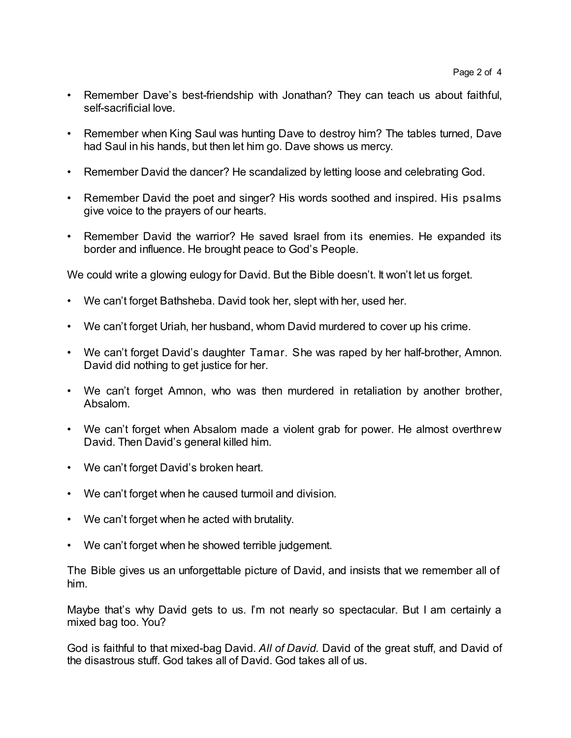- Remember Dave's best-friendship with Jonathan? They can teach us about faithful, self-sacrificial love.

- Remember when King Saul was hunting Dave to destroy him? The tables turned, Dave had Saul in his hands, but then let him go. Dave shows us mercy.

- Remember David the dancer? He scandalized by letting loose and celebrating God.

- Remember David the poet and singer? His words soothed and inspired. His psalms give voice to the prayers of our hearts.

- Remember David the warrior? He saved Israel from its enemies. He expanded its border and influence. He brought peace to God's People.

We could write a glowing eulogy for David. But the Bible doesn't. It won't let us forget.

- We can't forget Bathsheba. David took her, slept with her, used her.

- We can't forget Uriah, her husband, whom David murdered to cover up his crime.

- We can't forget David's daughter Tamar. She was raped by her half-brother, Amnon. David did nothing to get justice for her.

- We can't forget Amnon, who was then murdered in retaliation by another brother, Absalom.

- We can't forget when Absalom made a violent grab for power. He almost overthrew David. Then David's general killed him.

- We can't forget David's broken heart.

- We can't forget when he caused turmoil and division.

- We can't forget when he acted with brutality.

- We can't forget when he showed terrible judgement.

The Bible gives us an unforgettable picture of David, and insists that we remember all of him.

Maybe that's why David gets to us. I'm not nearly so spectacular. But I am certainly a mixed bag too. You?

God is faithful to that mixed-bag David. *All of David.* David of the great stuff, and David of the disastrous stuff. God takes all of David. God takes all of us.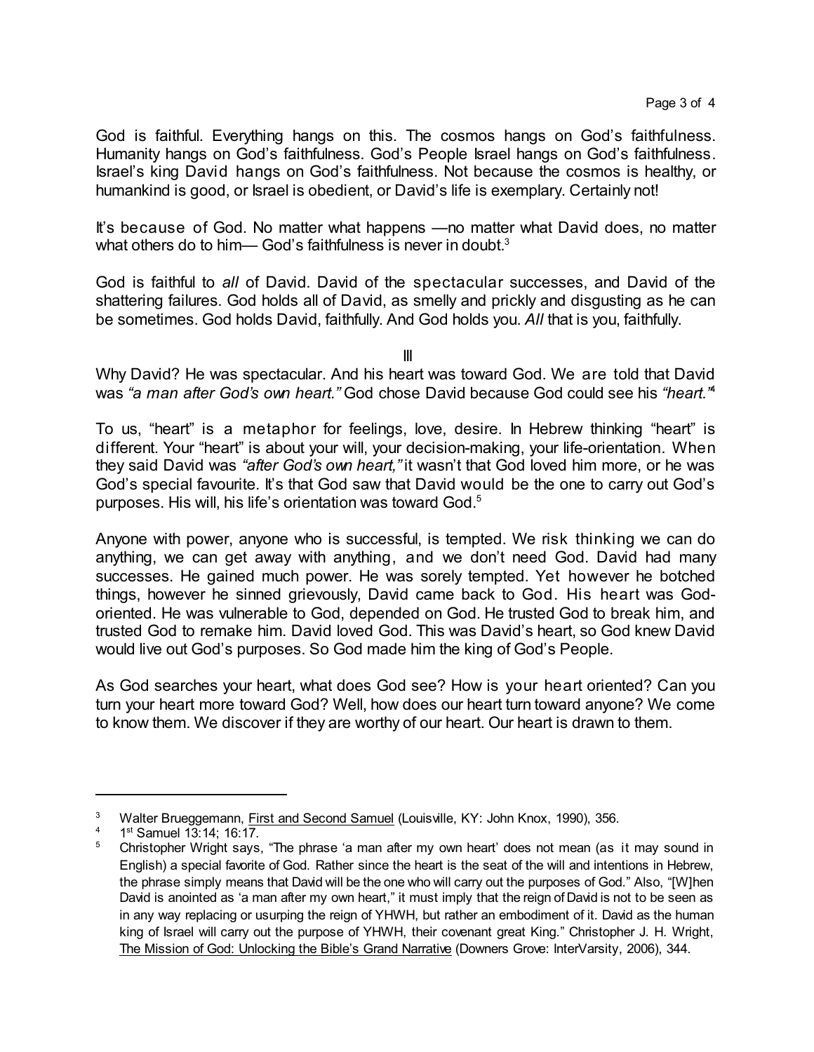God is faithful. Everything hangs on this. The cosmos hangs on God's faithfulness. Humanity hangs on God's faithfulness. God's People Israel hangs on God's faithfulness. Israel's king David hangs on God's faithfulness. Not because the cosmos is healthy, or humankind is good, or Israel is obedient, or David's life is exemplary. Certainly not!

It's because of God. No matter what happens —no matter what David does, no matter what others do to him— God's faithfulness is never in doubt.[3]

God is faithful to *all* of David. David of the spectacular successes, and David of the shattering failures. God holds all of David, as smelly and prickly and disgusting as he can be sometimes. God holds David, faithfully. And God holds you. *All* that is you, faithfully.

III

Why David? He was spectacular. And his heart was toward God. We are told that David was *"a man after God's own heart."* God chose David because God could see his *"heart."*[4]

To us, "heart" is a metaphor for feelings, love, desire. In Hebrew thinking "heart" is different. Your "heart" is about your will, your decision-making, your life-orientation. When they said David was *"after God's own heart,"* it wasn't that God loved him more, or he was God's special favourite. It's that God saw that David would be the one to carry out God's purposes. His will, his life's orientation was toward God.[5]

Anyone with power, anyone who is successful, is tempted. We risk thinking we can do anything, we can get away with anything, and we don't need God. David had many successes. He gained much power. He was sorely tempted. Yet however he botched things, however he sinned grievously, David came back to God. His heart was God-oriented. He was vulnerable to God, depended on God. He trusted God to break him, and trusted God to remake him. David loved God. This was David's heart, so God knew David would live out God's purposes. So God made him the king of God's People.

As God searches your heart, what does God see? How is your heart oriented? Can you turn your heart more toward God? Well, how does our heart turn toward anyone? We come to know them. We discover if they are worthy of our heart. Our heart is drawn to them.

---

[3] Walter Brueggemann, First and Second Samuel (Louisville, KY: John Knox, 1990), 356.

[4] 1st Samuel 13:14; 16:17.

[5] Christopher Wright says, "The phrase 'a man after my own heart' does not mean (as it may sound in English) a special favorite of God. Rather since the heart is the seat of the will and intentions in Hebrew, the phrase simply means that David will be the one who will carry out the purposes of God." Also, "[W]hen David is anointed as 'a man after my own heart," it must imply that the reign of David is not to be seen as in any way replacing or usurping the reign of YHWH, but rather an embodiment of it. David as the human king of Israel will carry out the purpose of YHWH, their covenant great King." Christopher J. H. Wright, The Mission of God: Unlocking the Bible's Grand Narrative (Downers Grove: InterVarsity, 2006), 344.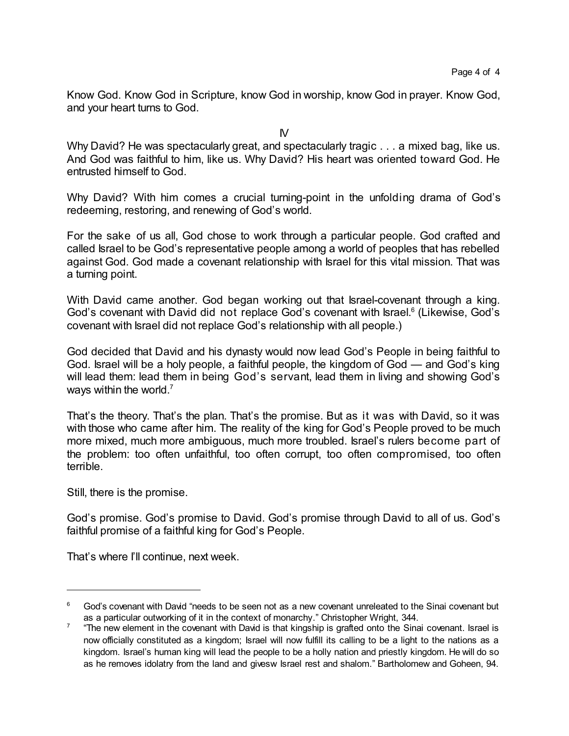Know God. Know God in Scripture, know God in worship, know God in prayer. Know God, and your heart turns to God.

IV

Why David? He was spectacularly great, and spectacularly tragic . . . a mixed bag, like us. And God was faithful to him, like us. Why David? His heart was oriented toward God. He entrusted himself to God.

Why David? With him comes a crucial turning-point in the unfolding drama of God's redeeming, restoring, and renewing of God's world.

For the sake of us all, God chose to work through a particular people. God crafted and called Israel to be God's representative people among a world of peoples that has rebelled against God. God made a covenant relationship with Israel for this vital mission. That was a turning point.

With David came another. God began working out that Israel-covenant through a king. God's covenant with David did not replace God's covenant with Israel.[6] (Likewise, God's covenant with Israel did not replace God's relationship with all people.)

God decided that David and his dynasty would now lead God's People in being faithful to God. Israel will be a holy people, a faithful people, the kingdom of God — and God's king will lead them: lead them in being God's servant, lead them in living and showing God's ways within the world.[7]

That's the theory. That's the plan. That's the promise. But as it was with David, so it was with those who came after him. The reality of the king for God's People proved to be much more mixed, much more ambiguous, much more troubled. Israel's rulers become part of the problem: too often unfaithful, too often corrupt, too often compromised, too often terrible.

Still, there is the promise.

God's promise. God's promise to David. God's promise through David to all of us. God's faithful promise of a faithful king for God's People.

That's where I'll continue, next week.

---

[6] God's covenant with David "needs to be seen not as a new covenant unreleated to the Sinai covenant but as a particular outworking of it in the context of monarchy." Christopher Wright, 344.

[7] "The new element in the covenant with David is that kingship is grafted onto the Sinai covenant. Israel is now officially constituted as a kingdom; Israel will now fulfill its calling to be a light to the nations as a kingdom. Israel's human king will lead the people to be a holly nation and priestly kingdom. He will do so as he removes idolatry from the land and givesw Israel rest and shalom." Bartholomew and Goheen, 94.